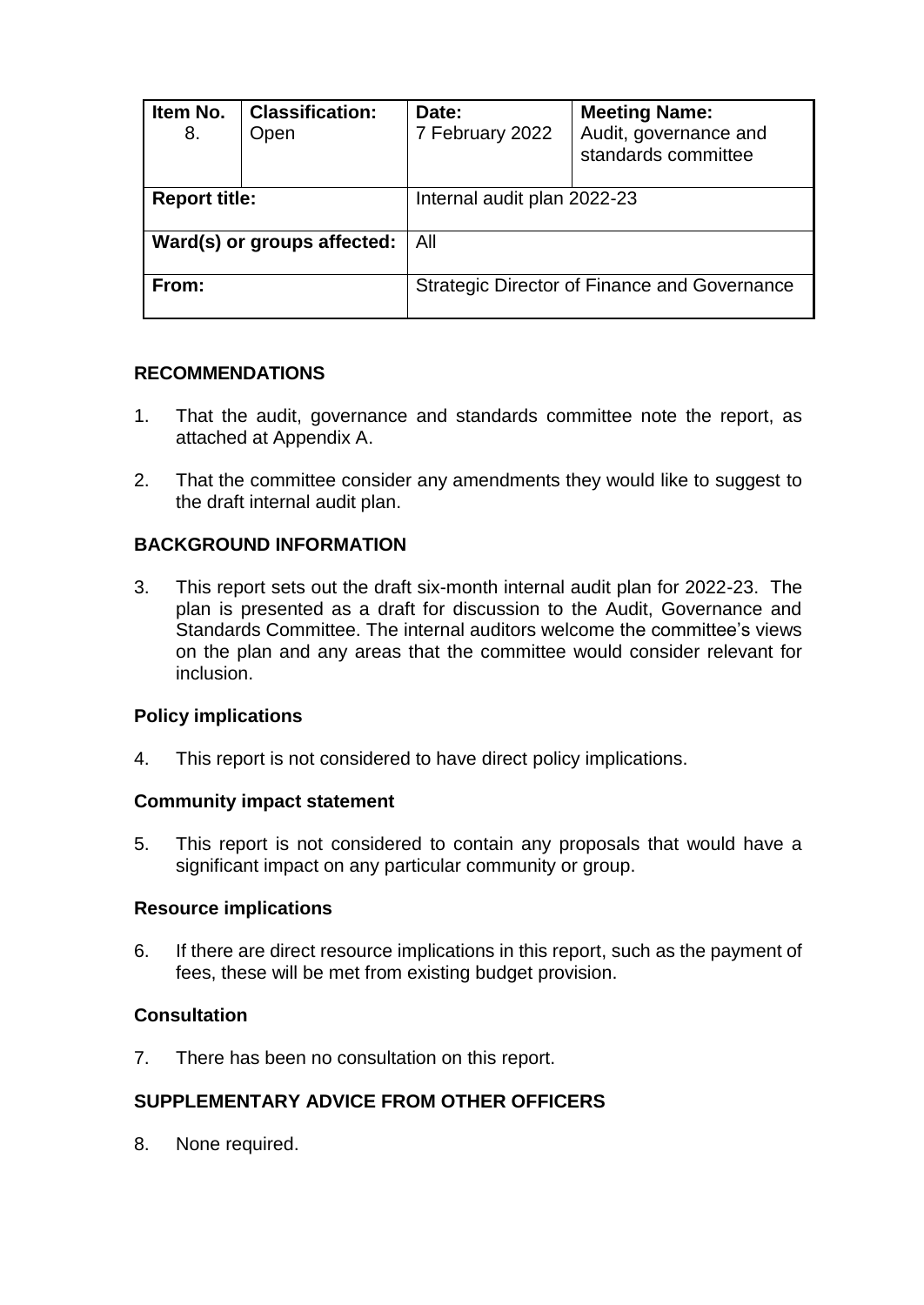| Item No. 8. | Classification: Open | Date: 7 February 2022 | Meeting Name: Audit, governance and standards committee |
|---|---|---|---|
| **Report title:** | | Internal audit plan 2022-23 | |
| **Ward(s) or groups affected:** | | All | |
| **From:** | | Strategic Director of Finance and Governance | |

## RECOMMENDATIONS

1. That the audit, governance and standards committee note the report, as attached at Appendix A.

2. That the committee consider any amendments they would like to suggest to the draft internal audit plan.

## BACKGROUND INFORMATION

3. This report sets out the draft six-month internal audit plan for 2022-23. The plan is presented as a draft for discussion to the Audit, Governance and Standards Committee. The internal auditors welcome the committee's views on the plan and any areas that the committee would consider relevant for inclusion.

### Policy implications

4. This report is not considered to have direct policy implications.

### Community impact statement

5. This report is not considered to contain any proposals that would have a significant impact on any particular community or group.

### Resource implications

6. If there are direct resource implications in this report, such as the payment of fees, these will be met from existing budget provision.

### Consultation

7. There has been no consultation on this report.

## SUPPLEMENTARY ADVICE FROM OTHER OFFICERS

8. None required.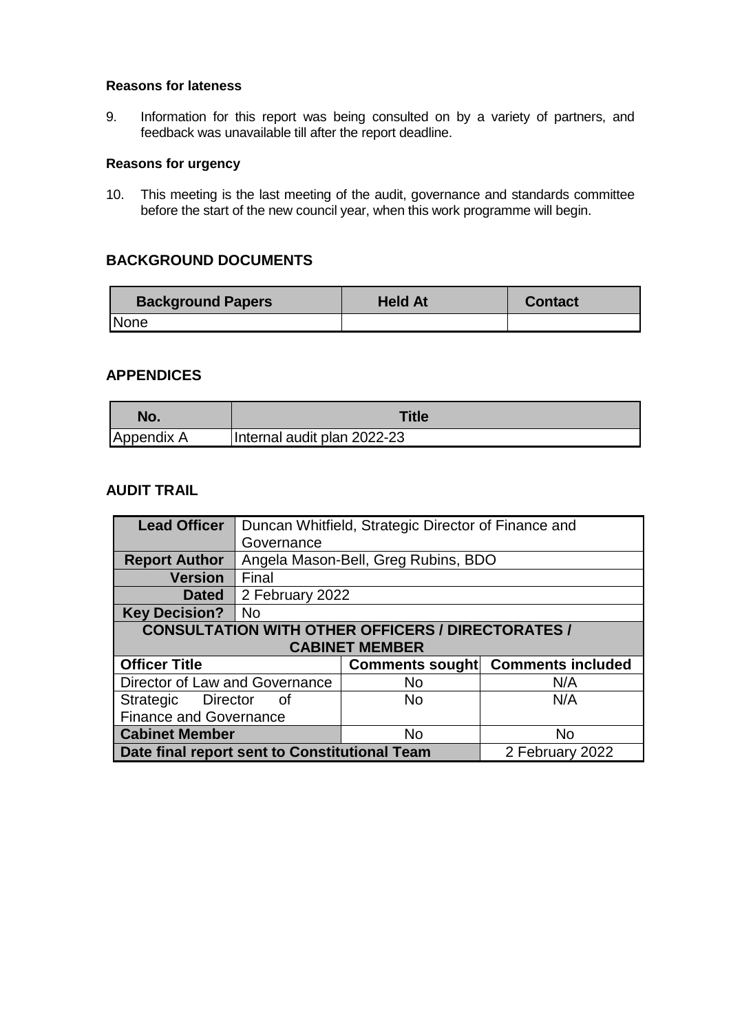**Reasons for lateness**

9. Information for this report was being consulted on by a variety of partners, and feedback was unavailable till after the report deadline.

**Reasons for urgency**

10. This meeting is the last meeting of the audit, governance and standards committee before the start of the new council year, when this work programme will begin.

## BACKGROUND DOCUMENTS

| Background Papers | Held At | Contact |
|---|---|---|
| None | | |

## APPENDICES

| No. | Title |
|---|---|
| Appendix A | Internal audit plan 2022-23 |

## AUDIT TRAIL

| | | | |
|---|---|---|---|
| **Lead Officer** | Duncan Whitfield, Strategic Director of Finance and Governance | | |
| **Report Author** | Angela Mason-Bell, Greg Rubins, BDO | | |
| **Version** | Final | | |
| **Dated** | 2 February 2022 | | |
| **Key Decision?** | No | | |
| **CONSULTATION WITH OTHER OFFICERS / DIRECTORATES / CABINET MEMBER** | | | |
| **Officer Title** | | **Comments sought** | **Comments included** |
| Director of Law and Governance | | No | N/A |
| Strategic Director of Finance and Governance | | No | N/A |
| **Cabinet Member** | | No | No |
| **Date final report sent to Constitutional Team** | | | 2 February 2022 |